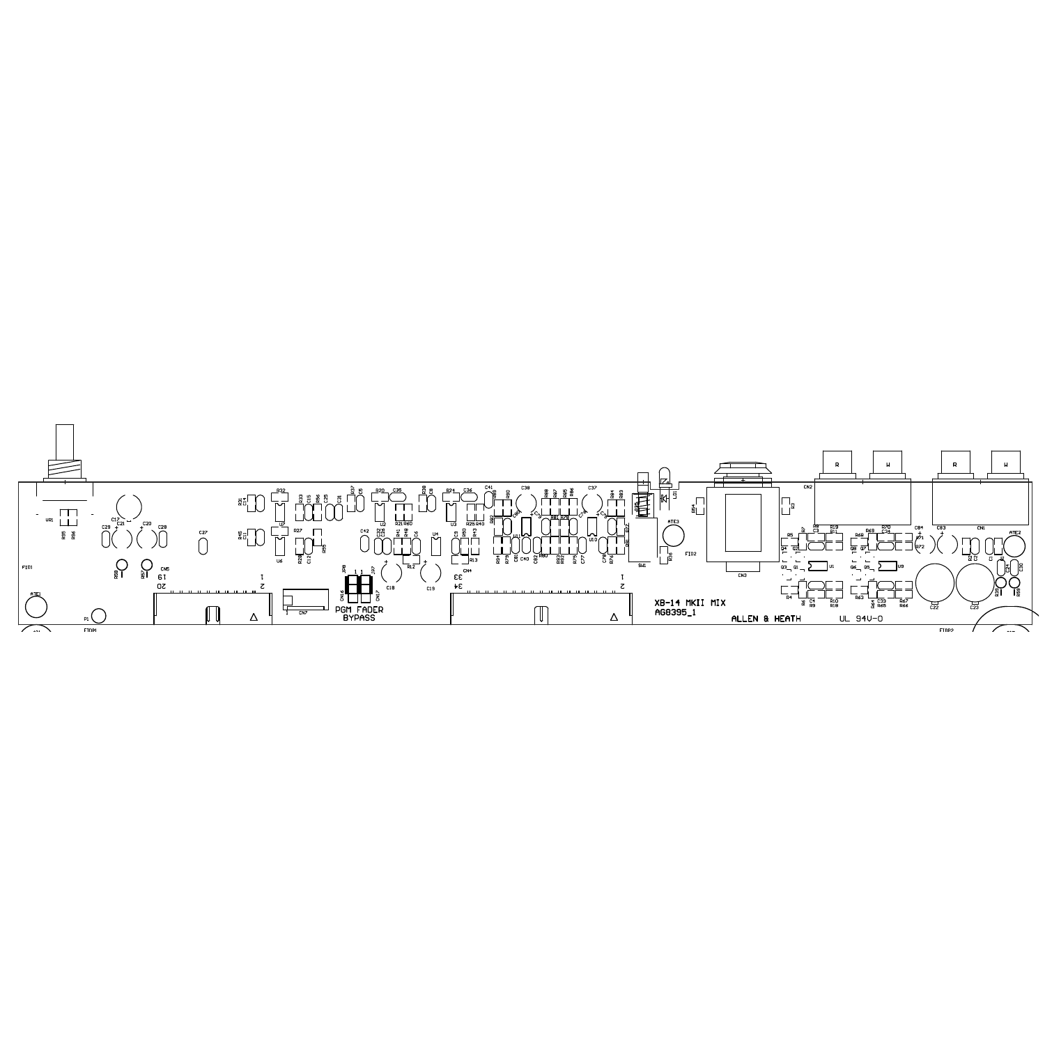XB-14 MKII MIX

AG8395_1

ALLEN & HEATH

UL 94V-0

PGM FADER

BYPASS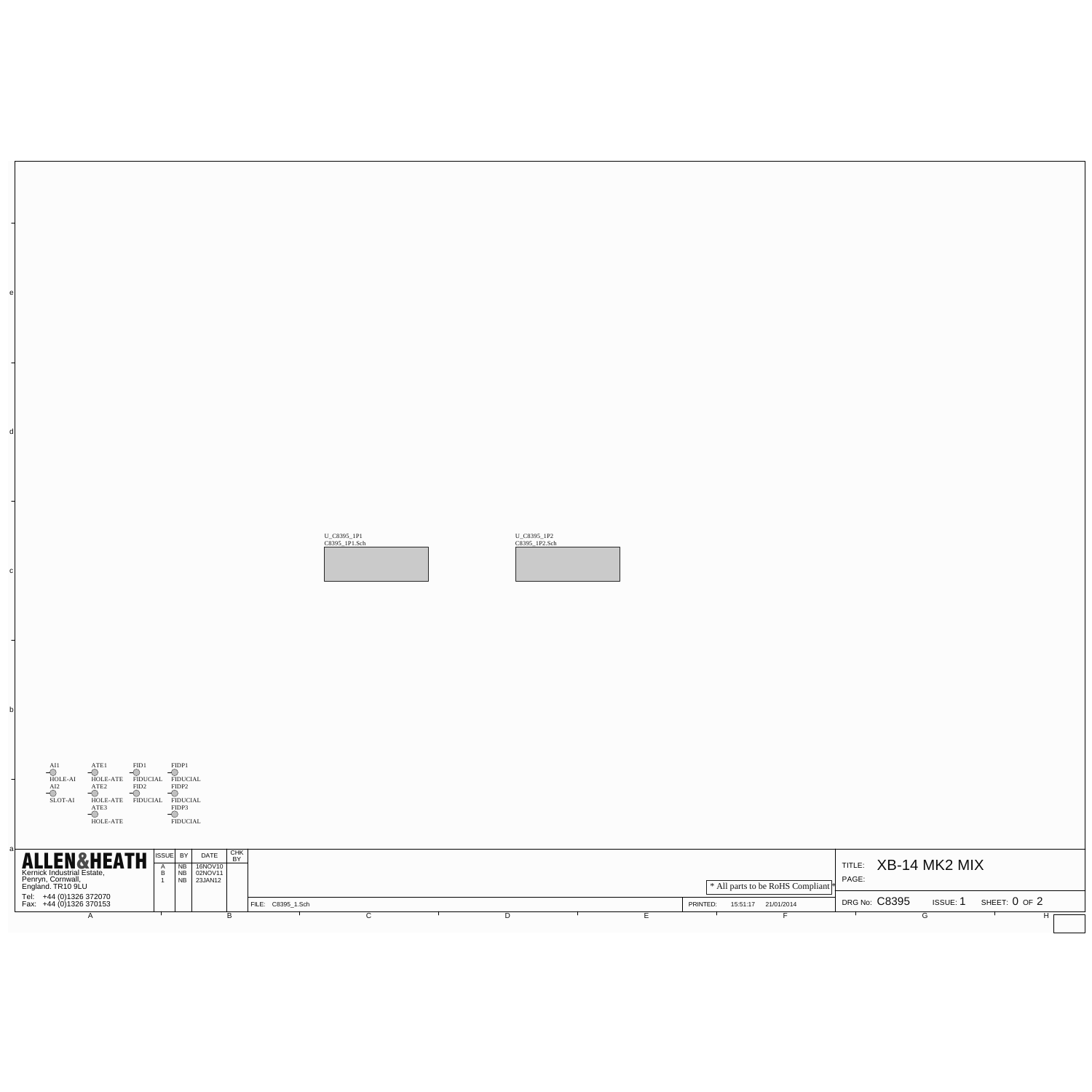U_C8395_1P1
C8395_1P1.Sch

U_C8395_1P2
C8395_1P2.Sch

AI1
HOLE-AI
AI2
SLOT-AI

ATE1
HOLE-ATE
ATE2
HOLE-ATE
ATE3
HOLE-ATE

FID1
FIDUCIAL
FID2
FIDUCIAL

FIDP1
FIDUCIAL
FIDP2
FIDUCIAL
FIDP3
FIDUCIAL

**ALLEN&HEATH**
Kernick Industrial Estate,
Penryn, Cornwall,
England. TR10 9LU
Tel: +44 (0)1326 372070
Fax: +44 (0)1326 370153

| ISSUE | BY | DATE | CHK BY |
|---|---|---|---|
| A | NB | 16NOV10 | |
| B | NB | 02NOV11 | |
| 1 | NB | 23JAN12 | |

\* All parts to be RoHS Compliant \*

FILE: C8395_1.Sch

PRINTED: 15:51:17 21/01/2014

TITLE: XB-14 MK2 MIX
PAGE:

DRG No: C8395 ISSUE: 1 SHEET: 0 OF 2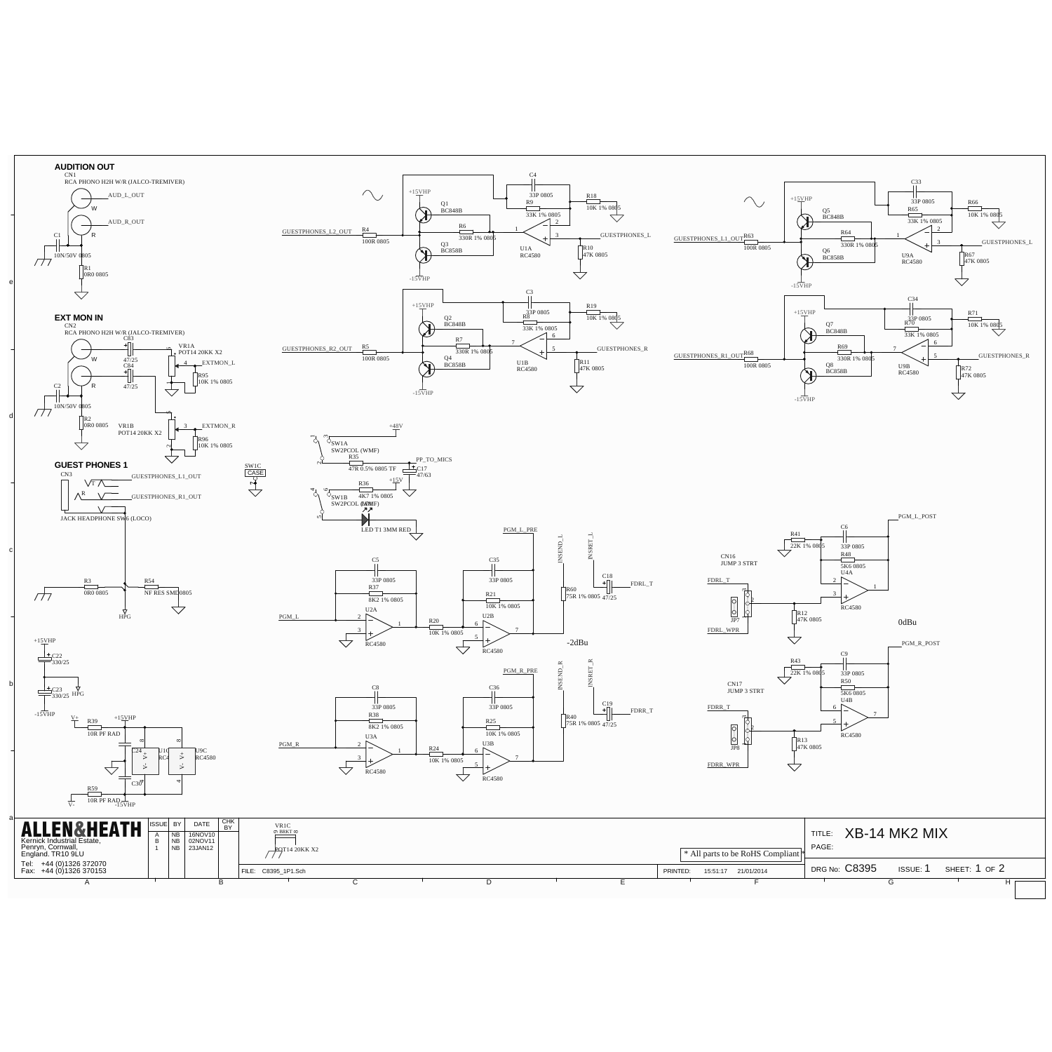## AUDITION OUT

CN1
RCA PHONO H2H W/R (JALCO-TREMIVER)

AUD_L_OUT
AUD_R_OUT

C1 10N/50V 0805
R1 0R0 0805

## EXT MON IN

CN2
RCA PHONO H2H W/R (JALCO-TREMIVER)

C83 47/25
C84 47/25
VR1A POT14 20KK X2
VR1B POT14 20KK X2
EXTMON_L
EXTMON_R
R95 10K 1% 0805
R96 10K 1% 0805
C2 10N/50V 0805
R2 0R0 0805

## GUEST PHONES 1

CN3
JACK HEADPHONE SW6 (LOCO)

GUESTPHONES_L1_OUT
GUESTPHONES_R1_OUT

SW1C CASE

R3 0R0 0805
R54 NF RES SMD0805
HPG

+15VHP
C22 330/25
C23 330/25
-15VHP

R39 10R PF RAD
R59 10R PF RAD
C24
C30
U1C RC4580
U9C RC4580

GUESTPHONES_L2_OUT
R4 100R 0805
Q1 BC848B
Q3 BC858B
R6 330R 1% 0805
R9 33K 1% 0805
C4 33P 0805
R18 10K 1% 0805
U1A RC4580
R10 47K 0805
GUESTPHONES_L

GUESTPHONES_R2_OUT
R5 100R 0805
Q2 BC848B
Q4 BC858B
R7 330R 1% 0805
R8 33K 1% 0805
C3 33P 0805
R19 10K 1% 0805
U1B RC4580
R11 47K 0805
GUESTPHONES_R

GUESTPHONES_L1_OUT
R63 100R 0805
Q5 BC848B
Q6 BC858B
R64 330R 1% 0805
R65 33K 1% 0805
C33 33P 0805
R66 10K 1% 0805
U9A RC4580
R67 47K 0805
GUESTPHONES_L

GUESTPHONES_R1_OUT
R68 100R 0805
Q7 BC848B
Q8 BC858B
R69 330R 1% 0805
R70 33K 1% 0805
C34 33P 0805
R71 10K 1% 0805
U9B RC4580
R72 47K 0805
GUESTPHONES_R

SW1A SW2PCOL (WMF)
SW1B SW2PCOL (WMF)
+48V
R35 47R 0.5% 0805 TF
C17 47/63
PP_TO_MICS
R36 4K7 1% 0805
LED T1 3MM RED

PGM_L
C5 33P 0805
R37 8K2 1% 0805
U2A RC4580
R20 10K 1% 0805
C35 33P 0805
R21 10K 1% 0805
U2B RC4580
PGM_L_PRE
INSEND_L
INSRET_L
R60 75R 1% 0805
C18 47/25
FDRL_T
-2dBu

PGM_R
C8 33P 0805
R38 8K2 1% 0805
U3A RC4580
R24 10K 1% 0805
C36 33P 0805
R25 10K 1% 0805
U3B RC4580
PGM_R_PRE
INSEND_R
INSRET_R
R40 75R 1% 0805
C19 47/25
FDRR_T

PGM_L_POST
R41 22K 1% 0805
C6 33P 0805
R48 5K6 0805
U4A RC4580
CN16 JUMP 3 STRT
FDRL_T
JP7
R12 47K 0805
FDRL_WPR
0dBu

PGM_R_POST
R43 22K 1% 0805
C9 33P 0805
R50 5K6 0805
U4B RC4580
CN17 JUMP 3 STRT
FDRR_T
JP8
R13 47K 0805
FDRR_WPR

VR1C POT14 20KK X2

ALLEN&HEATH
Kernick Industrial Estate,
Penryn, Cornwall,
England. TR10 9LU
Tel: +44 (0)1326 372070
Fax: +44 (0)1326 370153

| ISSUE | BY | DATE | CHK BY |
|---|---|---|---|
| A | NB | 16NOV10 | |
| B | NB | 02NOV11 | |
| 1 | NB | 23JAN12 | |

\* All parts to be RoHS Compliant

TITLE: XB-14 MK2 MIX
PAGE:
DRG No: C8395 ISSUE: 1 SHEET: 1 OF 2
FILE: C8395_1P1.Sch PRINTED: 15:51:17 21/01/2014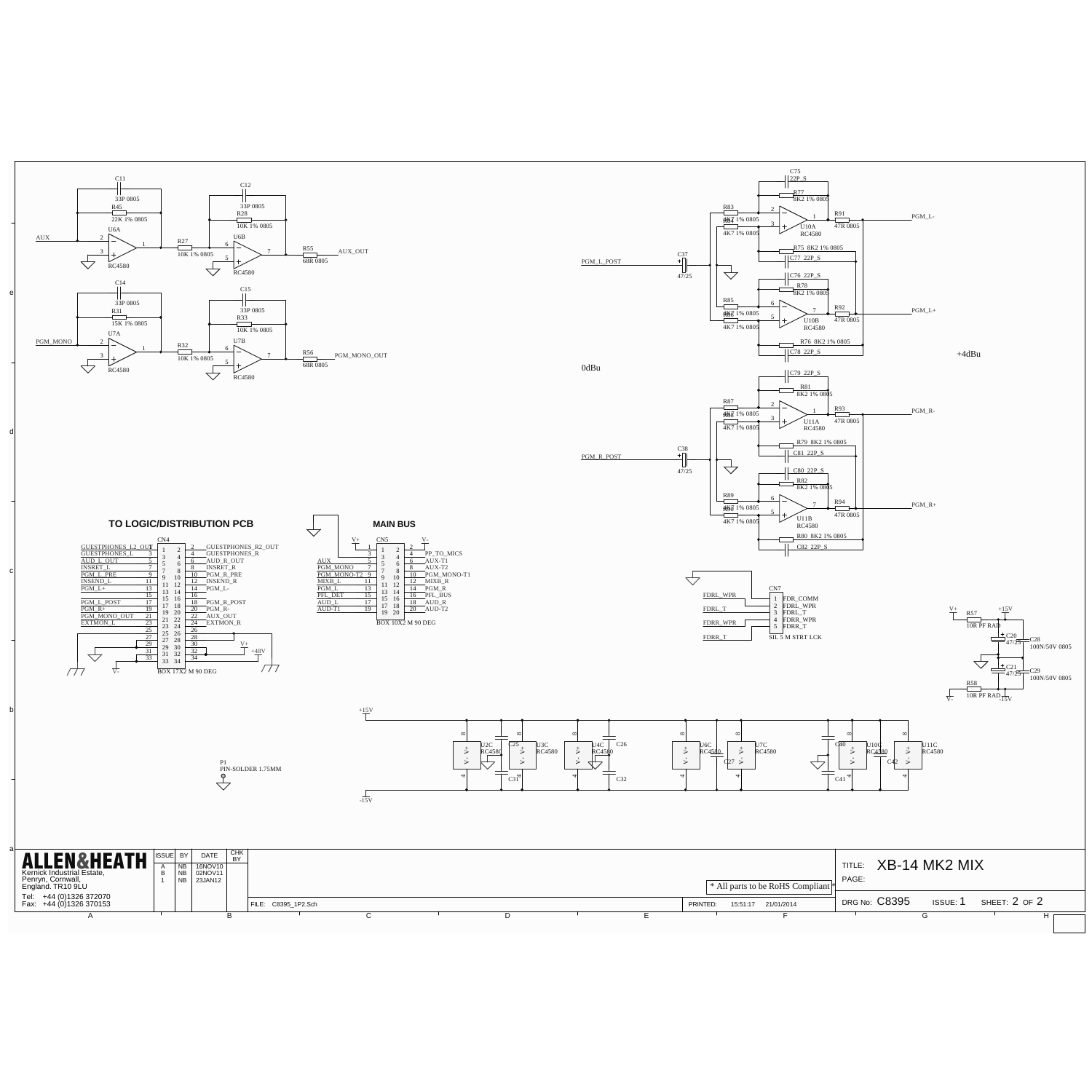## TO LOGIC/DISTRIBUTION PCB

CN4 — BOX 17X2 M 90 DEG

| Signal | Pin | Pin | Signal |
|---|---|---|---|
| GUESTPHONES_L2_OUT | 1 | 2 | GUESTPHONES_R2_OUT |
| GUESTPHONES_L | 3 | 4 | GUESTPHONES_R |
| AUD_L_OUT | 5 | 6 | AUD_R_OUT |
| INSRET_L | 7 | 8 | INSRET_R |
| PGM_L_PRE | 9 | 10 | PGM_R_PRE |
| INSEND_L | 11 | 12 | INSEND_R |
| PGM_L+ | 13 | 14 | PGM_L- |
| | 15 | 16 | |
| PGM_L_POST | 17 | 18 | PGM_R_POST |
| PGM_R+ | 19 | 20 | PGM_R- |
| PGM_MONO_OUT | 21 | 22 | AUX_OUT |
| EXTMON_L | 23 | 24 | EXTMON_R |
| | 25 | 26 | |
| | 27 | 28 | |
| | 29 | 30 | |
| | 31 | 32 | +48V |
| | 33 | 34 | |

## MAIN BUS

CN5 — BOX 10X2 M 90 DEG

| Signal | Pin | Pin | Signal |
|---|---|---|---|
| V+ | 1 | 2 | V- |
| | 3 | 4 | PP_TO_MICS |
| AUX | 5 | 6 | AUX-T1 |
| PGM_MONO | 7 | 8 | AUX-T2 |
| PGM_MONO-T2 | 9 | 10 | PGM_MONO-T1 |
| MIXB_L | 11 | 12 | MIXB_R |
| PGM_L | 13 | 14 | PGM_R |
| PFL_DET | 15 | 16 | PFL_BUS |
| AUD_L | 17 | 18 | AUD_R |
| AUD-T1 | 19 | 20 | AUD-T2 |

CN7 — SIL 5 M STRT LCK

| Pin | Signal |
|---|---|
| 1 | FDR_COMM |
| 2 | FDRL_WPR |
| 3 | FDRL_T |
| 4 | FDRR_WPR |
| 5 | FDRR_T |

AUX → U6A (RC4580), C11 33P 0805, R45 22K 1% 0805 → R27 10K 1% 0805 → U6B (RC4580), C12 33P 0805, R28 10K 1% 0805 → R55 68R 0805 → AUX_OUT

PGM_MONO → U7A (RC4580), C14 33P 0805, R31 15K 1% 0805 → R32 10K 1% 0805 → U7B (RC4580), C15 33P 0805, R33 10K 1% 0805 → R56 68R 0805 → PGM_MONO_OUT

PGM_L_POST → C37 47/25 → U10A/U10B (RC4580), R83, R84, R85, R86 4K7 1% 0805, R77, R75, R78, R76 8K2 1% 0805, C75, C77, C76, C78 22P_S, R91, R92 47R 0805 → PGM_L-, PGM_L+

PGM_R_POST → C38 47/25 → U11A/U11B (RC4580), R87, R88, R89, R90 4K7 1% 0805, R81, R79, R82, R80 8K2 1% 0805, C79, C81, C80, C82 22P_S, R93, R94 47R 0805 → PGM_R-, PGM_R+

0dBu

+4dBu

R57 10R PF RAD, R58 10R PF RAD, C20 47/25, C21 47/25, C28 100N/50V 0805, C29 100N/50V 0805, +15V, -15V

U2C, U3C, U4C, U6C, U7C, U10C, U11C RC4580; C25, C26, C27, C31, C32, C40, C41, C42

P1 PIN-SOLDER 1.75MM

| ISSUE | BY | DATE | CHK BY |
|---|---|---|---|
| A | NB | 16NOV10 | |
| B | NB | 02NOV11 | |
| 1 | NB | 23JAN12 | |

**ALLEN&HEATH**
Kernick Industrial Estate,
Penryn, Cornwall,
England. TR10 9LU
Tel: +44 (0)1326 372070
Fax: +44 (0)1326 370153

* All parts to be RoHS Compliant *

TITLE: XB-14 MK2 MIX

PAGE:

FILE: C8395_1P2.Sch

PRINTED: 15:51:17 21/01/2014

DRG No: C8395 ISSUE: 1 SHEET: 2 OF 2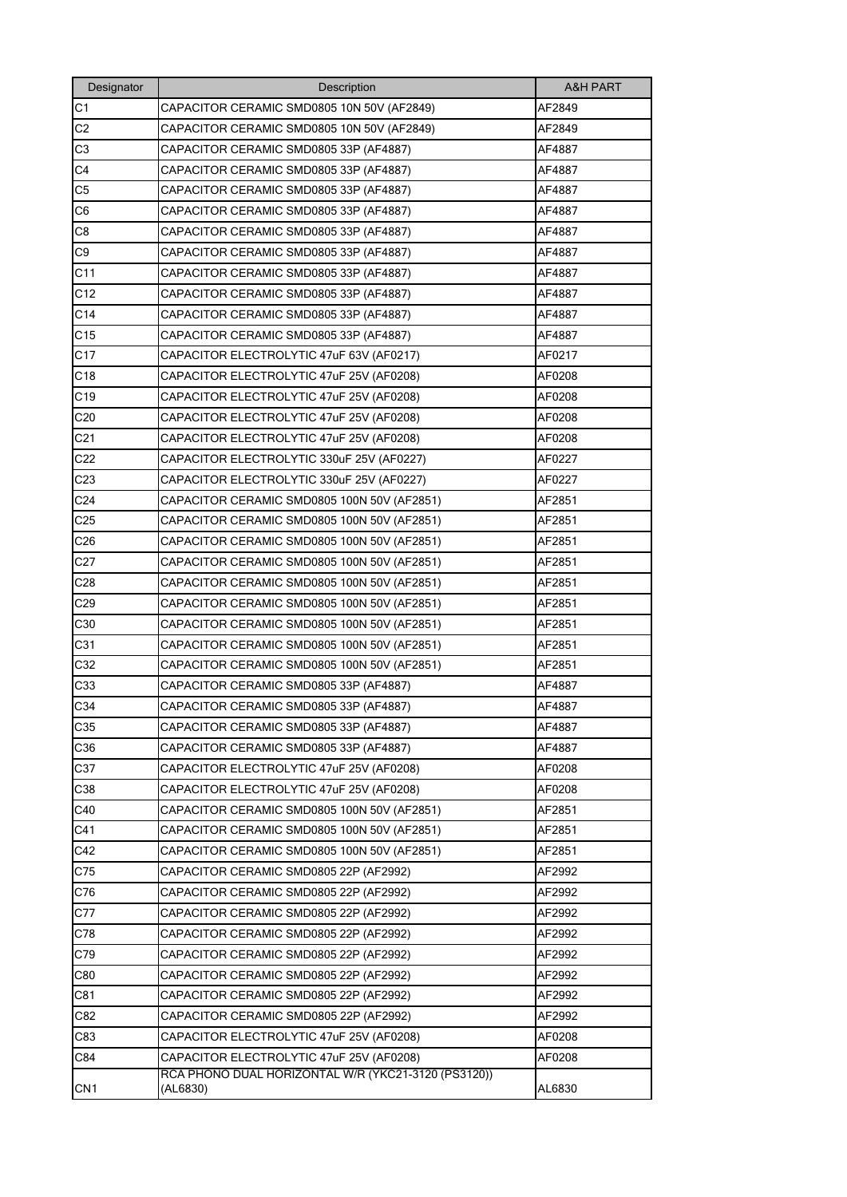| Designator | Description | A&H PART |
|---|---|---|
| C1 | CAPACITOR CERAMIC SMD0805 10N 50V (AF2849) | AF2849 |
| C2 | CAPACITOR CERAMIC SMD0805 10N 50V (AF2849) | AF2849 |
| C3 | CAPACITOR CERAMIC SMD0805 33P (AF4887) | AF4887 |
| C4 | CAPACITOR CERAMIC SMD0805 33P (AF4887) | AF4887 |
| C5 | CAPACITOR CERAMIC SMD0805 33P (AF4887) | AF4887 |
| C6 | CAPACITOR CERAMIC SMD0805 33P (AF4887) | AF4887 |
| C8 | CAPACITOR CERAMIC SMD0805 33P (AF4887) | AF4887 |
| C9 | CAPACITOR CERAMIC SMD0805 33P (AF4887) | AF4887 |
| C11 | CAPACITOR CERAMIC SMD0805 33P (AF4887) | AF4887 |
| C12 | CAPACITOR CERAMIC SMD0805 33P (AF4887) | AF4887 |
| C14 | CAPACITOR CERAMIC SMD0805 33P (AF4887) | AF4887 |
| C15 | CAPACITOR CERAMIC SMD0805 33P (AF4887) | AF4887 |
| C17 | CAPACITOR ELECTROLYTIC 47uF 63V (AF0217) | AF0217 |
| C18 | CAPACITOR ELECTROLYTIC 47uF 25V (AF0208) | AF0208 |
| C19 | CAPACITOR ELECTROLYTIC 47uF 25V (AF0208) | AF0208 |
| C20 | CAPACITOR ELECTROLYTIC 47uF 25V (AF0208) | AF0208 |
| C21 | CAPACITOR ELECTROLYTIC 47uF 25V (AF0208) | AF0208 |
| C22 | CAPACITOR ELECTROLYTIC 330uF 25V (AF0227) | AF0227 |
| C23 | CAPACITOR ELECTROLYTIC 330uF 25V (AF0227) | AF0227 |
| C24 | CAPACITOR CERAMIC SMD0805 100N 50V (AF2851) | AF2851 |
| C25 | CAPACITOR CERAMIC SMD0805 100N 50V (AF2851) | AF2851 |
| C26 | CAPACITOR CERAMIC SMD0805 100N 50V (AF2851) | AF2851 |
| C27 | CAPACITOR CERAMIC SMD0805 100N 50V (AF2851) | AF2851 |
| C28 | CAPACITOR CERAMIC SMD0805 100N 50V (AF2851) | AF2851 |
| C29 | CAPACITOR CERAMIC SMD0805 100N 50V (AF2851) | AF2851 |
| C30 | CAPACITOR CERAMIC SMD0805 100N 50V (AF2851) | AF2851 |
| C31 | CAPACITOR CERAMIC SMD0805 100N 50V (AF2851) | AF2851 |
| C32 | CAPACITOR CERAMIC SMD0805 100N 50V (AF2851) | AF2851 |
| C33 | CAPACITOR CERAMIC SMD0805 33P (AF4887) | AF4887 |
| C34 | CAPACITOR CERAMIC SMD0805 33P (AF4887) | AF4887 |
| C35 | CAPACITOR CERAMIC SMD0805 33P (AF4887) | AF4887 |
| C36 | CAPACITOR CERAMIC SMD0805 33P (AF4887) | AF4887 |
| C37 | CAPACITOR ELECTROLYTIC 47uF 25V (AF0208) | AF0208 |
| C38 | CAPACITOR ELECTROLYTIC 47uF 25V (AF0208) | AF0208 |
| C40 | CAPACITOR CERAMIC SMD0805 100N 50V (AF2851) | AF2851 |
| C41 | CAPACITOR CERAMIC SMD0805 100N 50V (AF2851) | AF2851 |
| C42 | CAPACITOR CERAMIC SMD0805 100N 50V (AF2851) | AF2851 |
| C75 | CAPACITOR CERAMIC SMD0805 22P (AF2992) | AF2992 |
| C76 | CAPACITOR CERAMIC SMD0805 22P (AF2992) | AF2992 |
| C77 | CAPACITOR CERAMIC SMD0805 22P (AF2992) | AF2992 |
| C78 | CAPACITOR CERAMIC SMD0805 22P (AF2992) | AF2992 |
| C79 | CAPACITOR CERAMIC SMD0805 22P (AF2992) | AF2992 |
| C80 | CAPACITOR CERAMIC SMD0805 22P (AF2992) | AF2992 |
| C81 | CAPACITOR CERAMIC SMD0805 22P (AF2992) | AF2992 |
| C82 | CAPACITOR CERAMIC SMD0805 22P (AF2992) | AF2992 |
| C83 | CAPACITOR ELECTROLYTIC 47uF 25V (AF0208) | AF0208 |
| C84 | CAPACITOR ELECTROLYTIC 47uF 25V (AF0208) | AF0208 |
| CN1 | RCA PHONO DUAL HORIZONTAL W/R (YKC21-3120 (PS3120)) (AL6830) | AL6830 |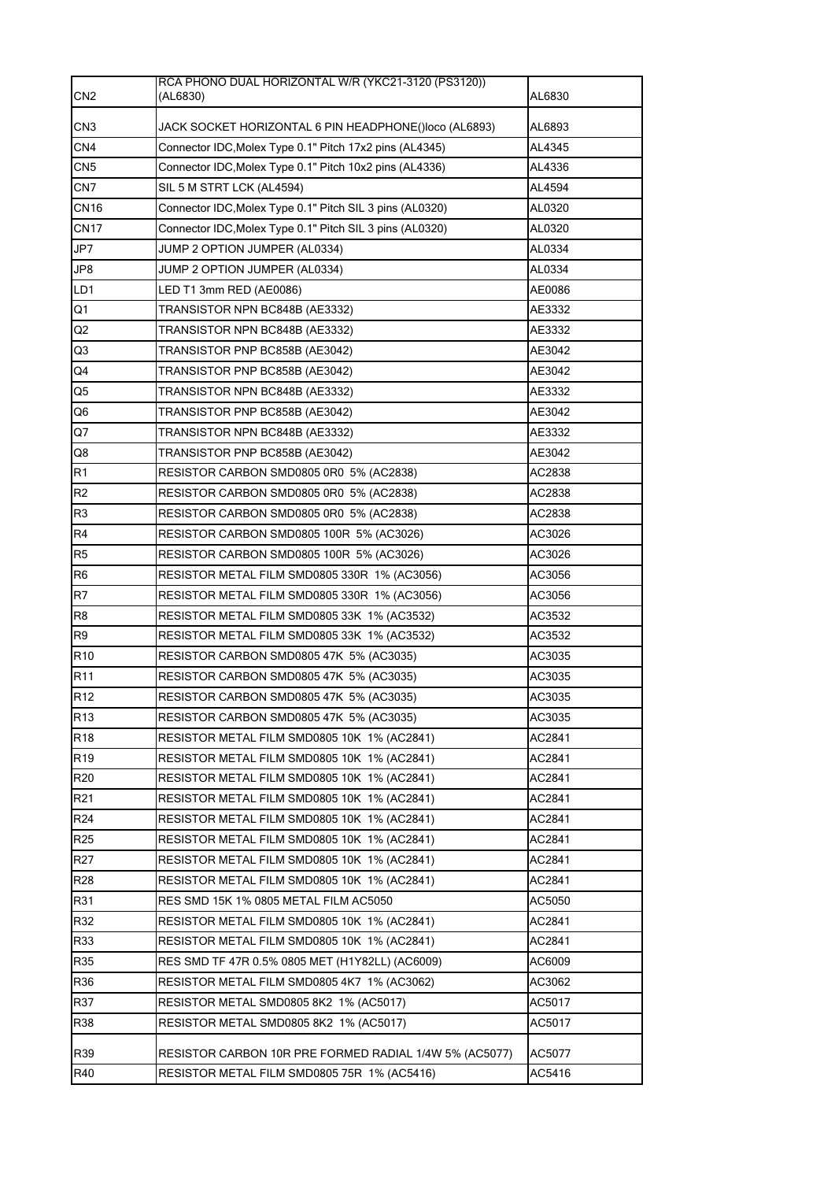| CN2 | RCA PHONO DUAL HORIZONTAL W/R (YKC21-3120 (PS3120)) (AL6830) | AL6830 |
|---|---|---|
| CN3 | JACK SOCKET HORIZONTAL 6 PIN HEADPHONE()loco (AL6893) | AL6893 |
| CN4 | Connector IDC,Molex Type 0.1" Pitch 17x2 pins (AL4345) | AL4345 |
| CN5 | Connector IDC,Molex Type 0.1" Pitch 10x2 pins (AL4336) | AL4336 |
| CN7 | SIL 5 M STRT LCK (AL4594) | AL4594 |
| CN16 | Connector IDC,Molex Type 0.1" Pitch SIL 3 pins (AL0320) | AL0320 |
| CN17 | Connector IDC,Molex Type 0.1" Pitch SIL 3 pins (AL0320) | AL0320 |
| JP7 | JUMP 2 OPTION JUMPER (AL0334) | AL0334 |
| JP8 | JUMP 2 OPTION JUMPER (AL0334) | AL0334 |
| LD1 | LED T1 3mm RED (AE0086) | AE0086 |
| Q1 | TRANSISTOR NPN BC848B (AE3332) | AE3332 |
| Q2 | TRANSISTOR NPN BC848B (AE3332) | AE3332 |
| Q3 | TRANSISTOR PNP BC858B (AE3042) | AE3042 |
| Q4 | TRANSISTOR PNP BC858B (AE3042) | AE3042 |
| Q5 | TRANSISTOR NPN BC848B (AE3332) | AE3332 |
| Q6 | TRANSISTOR PNP BC858B (AE3042) | AE3042 |
| Q7 | TRANSISTOR NPN BC848B (AE3332) | AE3332 |
| Q8 | TRANSISTOR PNP BC858B (AE3042) | AE3042 |
| R1 | RESISTOR CARBON SMD0805 0R0 5% (AC2838) | AC2838 |
| R2 | RESISTOR CARBON SMD0805 0R0 5% (AC2838) | AC2838 |
| R3 | RESISTOR CARBON SMD0805 0R0 5% (AC2838) | AC2838 |
| R4 | RESISTOR CARBON SMD0805 100R 5% (AC3026) | AC3026 |
| R5 | RESISTOR CARBON SMD0805 100R 5% (AC3026) | AC3026 |
| R6 | RESISTOR METAL FILM SMD0805 330R 1% (AC3056) | AC3056 |
| R7 | RESISTOR METAL FILM SMD0805 330R 1% (AC3056) | AC3056 |
| R8 | RESISTOR METAL FILM SMD0805 33K 1% (AC3532) | AC3532 |
| R9 | RESISTOR METAL FILM SMD0805 33K 1% (AC3532) | AC3532 |
| R10 | RESISTOR CARBON SMD0805 47K 5% (AC3035) | AC3035 |
| R11 | RESISTOR CARBON SMD0805 47K 5% (AC3035) | AC3035 |
| R12 | RESISTOR CARBON SMD0805 47K 5% (AC3035) | AC3035 |
| R13 | RESISTOR CARBON SMD0805 47K 5% (AC3035) | AC3035 |
| R18 | RESISTOR METAL FILM SMD0805 10K 1% (AC2841) | AC2841 |
| R19 | RESISTOR METAL FILM SMD0805 10K 1% (AC2841) | AC2841 |
| R20 | RESISTOR METAL FILM SMD0805 10K 1% (AC2841) | AC2841 |
| R21 | RESISTOR METAL FILM SMD0805 10K 1% (AC2841) | AC2841 |
| R24 | RESISTOR METAL FILM SMD0805 10K 1% (AC2841) | AC2841 |
| R25 | RESISTOR METAL FILM SMD0805 10K 1% (AC2841) | AC2841 |
| R27 | RESISTOR METAL FILM SMD0805 10K 1% (AC2841) | AC2841 |
| R28 | RESISTOR METAL FILM SMD0805 10K 1% (AC2841) | AC2841 |
| R31 | RES SMD 15K 1% 0805 METAL FILM AC5050 | AC5050 |
| R32 | RESISTOR METAL FILM SMD0805 10K 1% (AC2841) | AC2841 |
| R33 | RESISTOR METAL FILM SMD0805 10K 1% (AC2841) | AC2841 |
| R35 | RES SMD TF 47R 0.5% 0805 MET (H1Y82LL) (AC6009) | AC6009 |
| R36 | RESISTOR METAL FILM SMD0805 4K7 1% (AC3062) | AC3062 |
| R37 | RESISTOR METAL SMD0805 8K2 1% (AC5017) | AC5017 |
| R38 | RESISTOR METAL SMD0805 8K2 1% (AC5017) | AC5017 |
| R39 | RESISTOR CARBON 10R PRE FORMED RADIAL 1/4W 5% (AC5077) | AC5077 |
| R40 | RESISTOR METAL FILM SMD0805 75R 1% (AC5416) | AC5416 |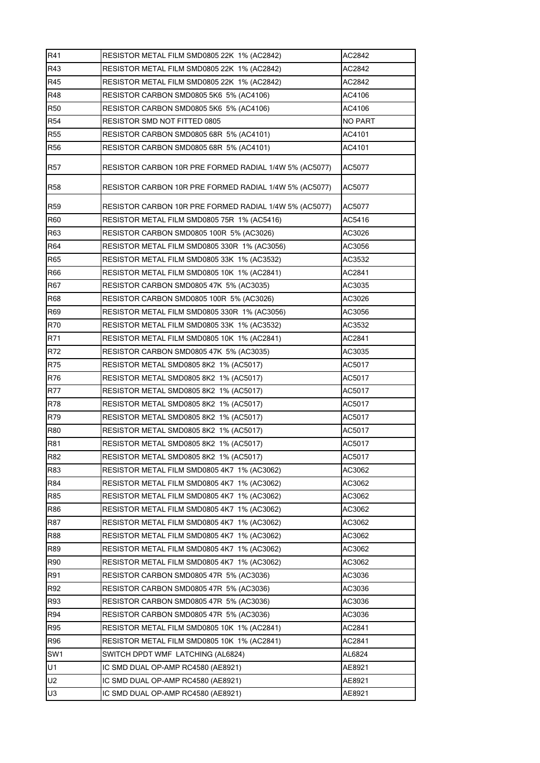| R41 | RESISTOR METAL FILM SMD0805 22K 1% (AC2842) | AC2842 |
|---|---|---|
| R43 | RESISTOR METAL FILM SMD0805 22K 1% (AC2842) | AC2842 |
| R45 | RESISTOR METAL FILM SMD0805 22K 1% (AC2842) | AC2842 |
| R48 | RESISTOR CARBON SMD0805 5K6 5% (AC4106) | AC4106 |
| R50 | RESISTOR CARBON SMD0805 5K6 5% (AC4106) | AC4106 |
| R54 | RESISTOR SMD NOT FITTED 0805 | NO PART |
| R55 | RESISTOR CARBON SMD0805 68R 5% (AC4101) | AC4101 |
| R56 | RESISTOR CARBON SMD0805 68R 5% (AC4101) | AC4101 |
| R57 | RESISTOR CARBON 10R PRE FORMED RADIAL 1/4W 5% (AC5077) | AC5077 |
| R58 | RESISTOR CARBON 10R PRE FORMED RADIAL 1/4W 5% (AC5077) | AC5077 |
| R59 | RESISTOR CARBON 10R PRE FORMED RADIAL 1/4W 5% (AC5077) | AC5077 |
| R60 | RESISTOR METAL FILM SMD0805 75R 1% (AC5416) | AC5416 |
| R63 | RESISTOR CARBON SMD0805 100R 5% (AC3026) | AC3026 |
| R64 | RESISTOR METAL FILM SMD0805 330R 1% (AC3056) | AC3056 |
| R65 | RESISTOR METAL FILM SMD0805 33K 1% (AC3532) | AC3532 |
| R66 | RESISTOR METAL FILM SMD0805 10K 1% (AC2841) | AC2841 |
| R67 | RESISTOR CARBON SMD0805 47K 5% (AC3035) | AC3035 |
| R68 | RESISTOR CARBON SMD0805 100R 5% (AC3026) | AC3026 |
| R69 | RESISTOR METAL FILM SMD0805 330R 1% (AC3056) | AC3056 |
| R70 | RESISTOR METAL FILM SMD0805 33K 1% (AC3532) | AC3532 |
| R71 | RESISTOR METAL FILM SMD0805 10K 1% (AC2841) | AC2841 |
| R72 | RESISTOR CARBON SMD0805 47K 5% (AC3035) | AC3035 |
| R75 | RESISTOR METAL SMD0805 8K2 1% (AC5017) | AC5017 |
| R76 | RESISTOR METAL SMD0805 8K2 1% (AC5017) | AC5017 |
| R77 | RESISTOR METAL SMD0805 8K2 1% (AC5017) | AC5017 |
| R78 | RESISTOR METAL SMD0805 8K2 1% (AC5017) | AC5017 |
| R79 | RESISTOR METAL SMD0805 8K2 1% (AC5017) | AC5017 |
| R80 | RESISTOR METAL SMD0805 8K2 1% (AC5017) | AC5017 |
| R81 | RESISTOR METAL SMD0805 8K2 1% (AC5017) | AC5017 |
| R82 | RESISTOR METAL SMD0805 8K2 1% (AC5017) | AC5017 |
| R83 | RESISTOR METAL FILM SMD0805 4K7 1% (AC3062) | AC3062 |
| R84 | RESISTOR METAL FILM SMD0805 4K7 1% (AC3062) | AC3062 |
| R85 | RESISTOR METAL FILM SMD0805 4K7 1% (AC3062) | AC3062 |
| R86 | RESISTOR METAL FILM SMD0805 4K7 1% (AC3062) | AC3062 |
| R87 | RESISTOR METAL FILM SMD0805 4K7 1% (AC3062) | AC3062 |
| R88 | RESISTOR METAL FILM SMD0805 4K7 1% (AC3062) | AC3062 |
| R89 | RESISTOR METAL FILM SMD0805 4K7 1% (AC3062) | AC3062 |
| R90 | RESISTOR METAL FILM SMD0805 4K7 1% (AC3062) | AC3062 |
| R91 | RESISTOR CARBON SMD0805 47R 5% (AC3036) | AC3036 |
| R92 | RESISTOR CARBON SMD0805 47R 5% (AC3036) | AC3036 |
| R93 | RESISTOR CARBON SMD0805 47R 5% (AC3036) | AC3036 |
| R94 | RESISTOR CARBON SMD0805 47R 5% (AC3036) | AC3036 |
| R95 | RESISTOR METAL FILM SMD0805 10K 1% (AC2841) | AC2841 |
| R96 | RESISTOR METAL FILM SMD0805 10K 1% (AC2841) | AC2841 |
| SW1 | SWITCH DPDT WMF LATCHING (AL6824) | AL6824 |
| U1 | IC SMD DUAL OP-AMP RC4580 (AE8921) | AE8921 |
| U2 | IC SMD DUAL OP-AMP RC4580 (AE8921) | AE8921 |
| U3 | IC SMD DUAL OP-AMP RC4580 (AE8921) | AE8921 |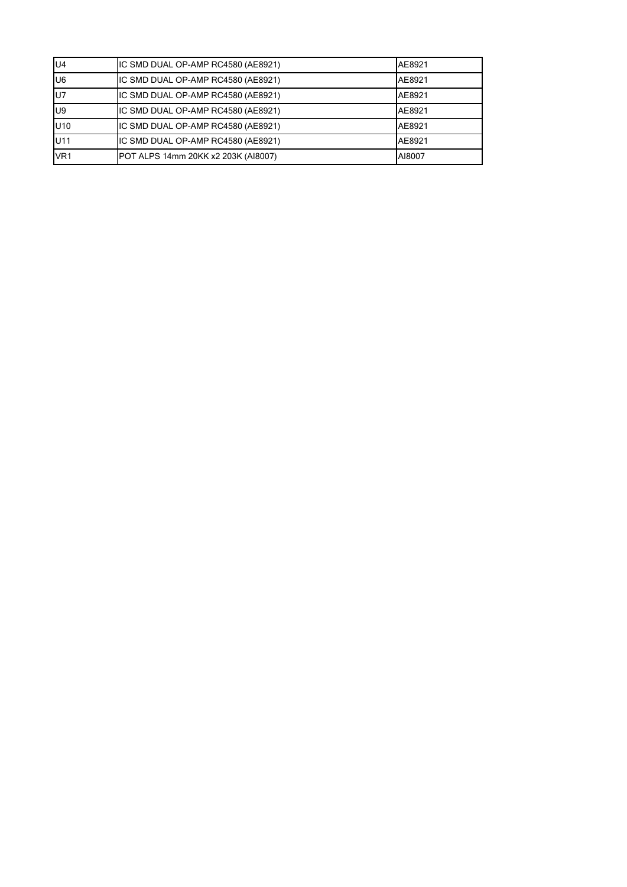| | | |
|---|---|---|
| U4 | IC SMD DUAL OP-AMP RC4580 (AE8921) | AE8921 |
| U6 | IC SMD DUAL OP-AMP RC4580 (AE8921) | AE8921 |
| U7 | IC SMD DUAL OP-AMP RC4580 (AE8921) | AE8921 |
| U9 | IC SMD DUAL OP-AMP RC4580 (AE8921) | AE8921 |
| U10 | IC SMD DUAL OP-AMP RC4580 (AE8921) | AE8921 |
| U11 | IC SMD DUAL OP-AMP RC4580 (AE8921) | AE8921 |
| VR1 | POT ALPS 14mm 20KK x2 203K (AI8007) | AI8007 |